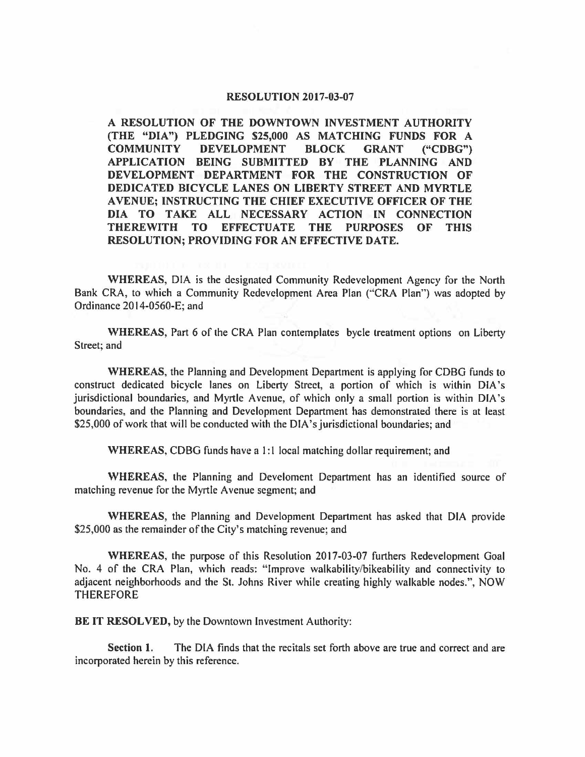# RESOLUTION 2017-03-07

**A RESOLUTION OF THE DOWNTOWN INVESTMENT AUTHORITY (THE "DIA") PLEDGING $25,000 AS MATCHING FUNDS FOR A COMMUNITY DEVELOPMENT BLOCK GRANT ("CDBG") APPLICATION BEING SUBMITTED BY THE PLANNING AND DEVELOPMENT DEPARTMENT FOR THE CONSTRUCTION OF DEDICATED BICYCLE LANES ON LIBERTY STREET AND MYRTLE AVENUE; INSTRUCTING THE CHIEF EXECUTIVE OFFICER OF THE DIA TO TAKE ALL NECESSARY ACTION IN CONNECTION THEREWITH TO EFFECTUATE THE PURPOSES OF THIS RESOLUTION; PROVIDING FOR AN EFFECTIVE DATE.**

**WHEREAS,** DIA is the designated Community Redevelopment Agency for the North Bank CRA, to which a Community Redevelopment Area Plan ("CRA Plan") was adopted by Ordinance 2014-0560-E; and

**WHEREAS,** Part 6 of the CRA Plan contemplates bycle treatment options on Liberty Street; and

**WHEREAS,** the Planning and Development Department is applying for CDBG funds to construct dedicated bicycle lanes on Liberty Street, a portion of which is within DIA's jurisdictional boundaries, and Myrtle Avenue, of which only a small portion is within DIA's boundaries, and the Planning and Development Department has demonstrated there is at least $25,000 of work that will be conducted with the DIA's jurisdictional boundaries; and

**WHEREAS,** CDBG funds have a 1:1 local matching dollar requirement; and

**WHEREAS,** the Planning and Develoment Department has an identified source of matching revenue for the Myrtle Avenue segment; and

**WHEREAS,** the Planning and Development Department has asked that DIA provide $25,000 as the remainder of the City's matching revenue; and

**WHEREAS,** the purpose of this Resolution 2017-03-07 furthers Redevelopment Goal No. 4 of the CRA Plan, which reads: "Improve walkability/bikeability and connectivity to adjacent neighborhoods and the St. Johns River while creating highly walkable nodes.", NOW THEREFORE

**BE IT RESOLVED,** by the Downtown Investment Authority:

**Section 1.** The DIA finds that the recitals set forth above are true and correct and are incorporated herein by this reference.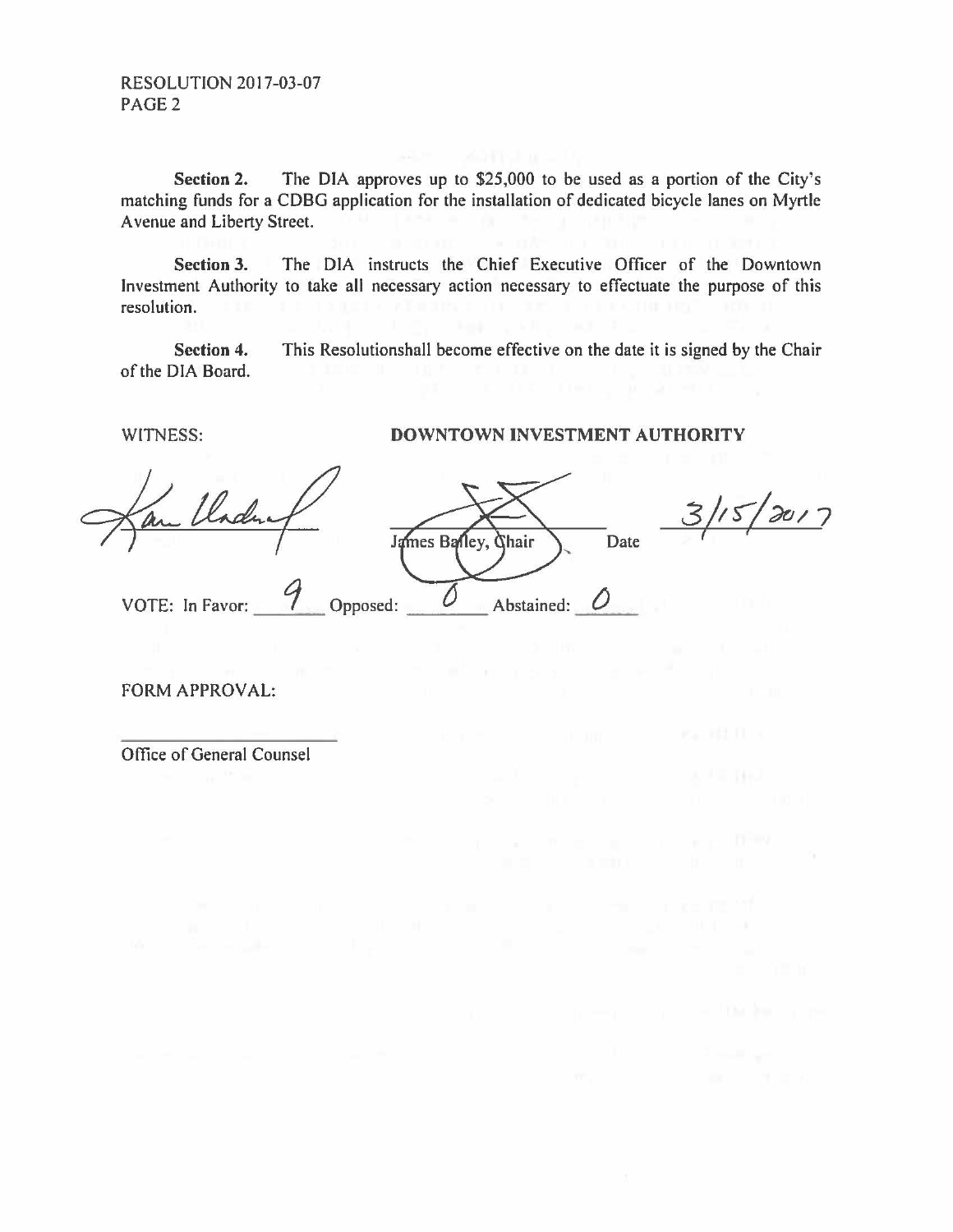RESOLUTION 2017-03-07
PAGE 2

**Section 2.** The DIA approves up to $25,000 to be used as a portion of the City's matching funds for a CDBG application for the installation of dedicated bicycle lanes on Myrtle Avenue and Liberty Street.

**Section 3.** The DIA instructs the Chief Executive Officer of the Downtown Investment Authority to take all necessary action necessary to effectuate the purpose of this resolution.

**Section 4.** This Resolutionshall become effective on the date it is signed by the Chair of the DIA Board.

WITNESS: **DOWNTOWN INVESTMENT AUTHORITY**

James Bailey, Chair Date 3/15/2017

VOTE: In Favor: 9 Opposed: 0 Abstained: 0

FORM APPROVAL:

Office of General Counsel